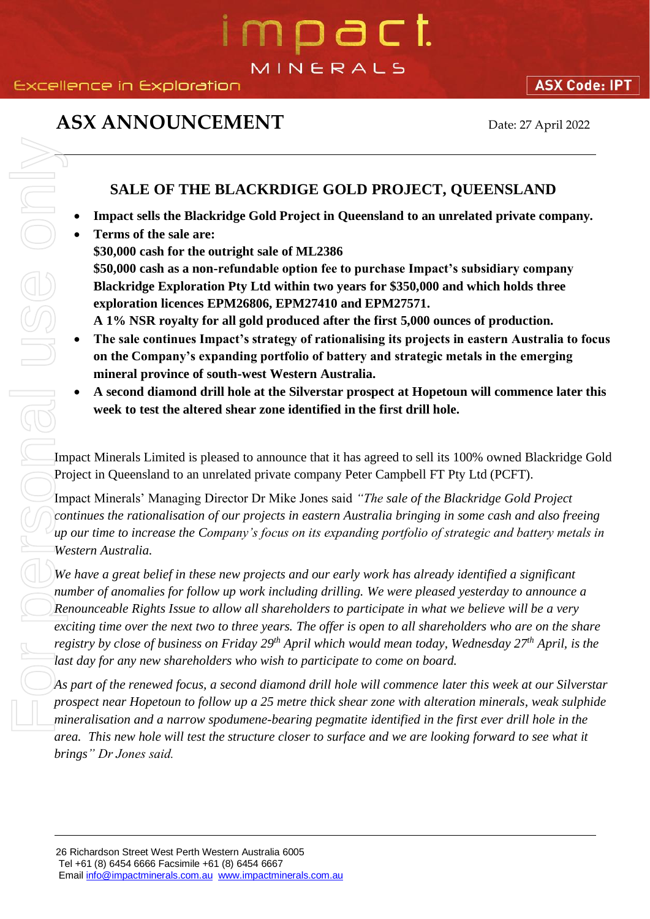# ASX ANNOUNCEMENT

Date: 27 April 2022

## SALE OF THE BLACKRDIGE GOLD PROJECT, QUEENSLAND

- **Impact sells the Blackridge Gold Project in Queensland to an unrelated private company.**
- **Terms of the sale are:**
  **$30,000 cash for the outright sale of ML2386**
  **$50,000 cash as a non-refundable option fee to purchase Impact's subsidiary company Blackridge Exploration Pty Ltd within two years for $350,000 and which holds three exploration licences EPM26806, EPM27410 and EPM27571.**
  **A 1% NSR royalty for all gold produced after the first 5,000 ounces of production.**
- **The sale continues Impact's strategy of rationalising its projects in eastern Australia to focus on the Company's expanding portfolio of battery and strategic metals in the emerging mineral province of south-west Western Australia.**
- **A second diamond drill hole at the Silverstar prospect at Hopetoun will commence later this week to test the altered shear zone identified in the first drill hole.**

Impact Minerals Limited is pleased to announce that it has agreed to sell its 100% owned Blackridge Gold Project in Queensland to an unrelated private company Peter Campbell FT Pty Ltd (PCFT).

Impact Minerals' Managing Director Dr Mike Jones said *"The sale of the Blackridge Gold Project continues the rationalisation of our projects in eastern Australia bringing in some cash and also freeing up our time to increase the Company's focus on its expanding portfolio of strategic and battery metals in Western Australia.*

*We have a great belief in these new projects and our early work has already identified a significant number of anomalies for follow up work including drilling. We were pleased yesterday to announce a Renounceable Rights Issue to allow all shareholders to participate in what we believe will be a very exciting time over the next two to three years. The offer is open to all shareholders who are on the share registry by close of business on Friday 29th April which would mean today, Wednesday 27th April, is the last day for any new shareholders who wish to participate to come on board.*

*As part of the renewed focus, a second diamond drill hole will commence later this week at our Silverstar prospect near Hopetoun to follow up a 25 metre thick shear zone with alteration minerals, weak sulphide mineralisation and a narrow spodumene-bearing pegmatite identified in the first ever drill hole in the area. This new hole will test the structure closer to surface and we are looking forward to see what it brings"* Dr Jones said.

26 Richardson Street West Perth Western Australia 6005
Tel +61 (8) 6454 6666 Facsimile +61 (8) 6454 6667
Email info@impactminerals.com.au www.impactminerals.com.au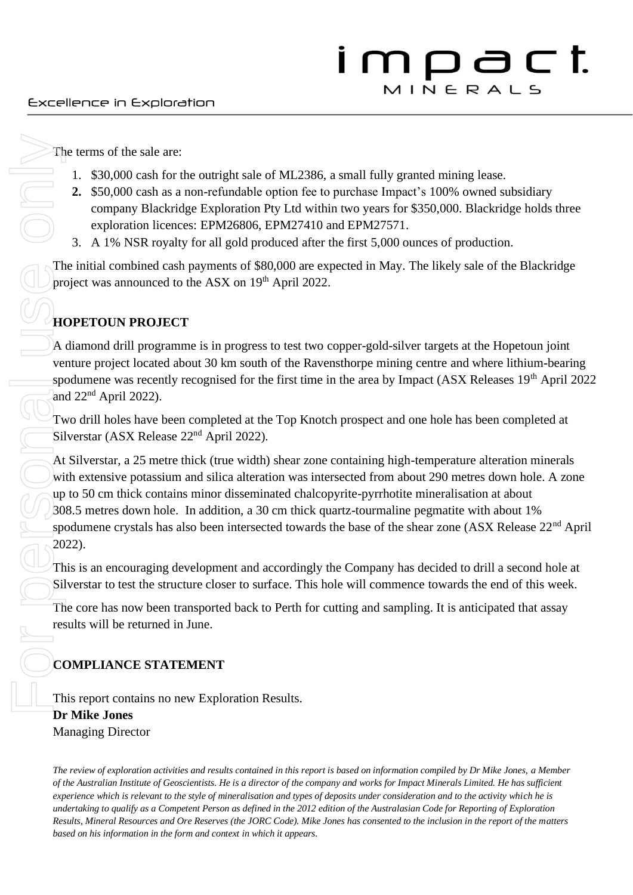The terms of the sale are:

1. $30,000 cash for the outright sale of ML2386, a small fully granted mining lease.
2. $50,000 cash as a non-refundable option fee to purchase Impact's 100% owned subsidiary company Blackridge Exploration Pty Ltd within two years for $350,000. Blackridge holds three exploration licences: EPM26806, EPM27410 and EPM27571.
3. A 1% NSR royalty for all gold produced after the first 5,000 ounces of production.

The initial combined cash payments of $80,000 are expected in May. The likely sale of the Blackridge project was announced to the ASX on 19th April 2022.

## HOPETOUN PROJECT

A diamond drill programme is in progress to test two copper-gold-silver targets at the Hopetoun joint venture project located about 30 km south of the Ravensthorpe mining centre and where lithium-bearing spodumene was recently recognised for the first time in the area by Impact (ASX Releases 19th April 2022 and 22nd April 2022).

Two drill holes have been completed at the Top Knotch prospect and one hole has been completed at Silverstar (ASX Release 22nd April 2022).

At Silverstar, a 25 metre thick (true width) shear zone containing high-temperature alteration minerals with extensive potassium and silica alteration was intersected from about 290 metres down hole. A zone up to 50 cm thick contains minor disseminated chalcopyrite-pyrrhotite mineralisation at about 308.5 metres down hole. In addition, a 30 cm thick quartz-tourmaline pegmatite with about 1% spodumene crystals has also been intersected towards the base of the shear zone (ASX Release 22nd April 2022).

This is an encouraging development and accordingly the Company has decided to drill a second hole at Silverstar to test the structure closer to surface. This hole will commence towards the end of this week.

The core has now been transported back to Perth for cutting and sampling. It is anticipated that assay results will be returned in June.

## COMPLIANCE STATEMENT

This report contains no new Exploration Results.

**Dr Mike Jones**
Managing Director

*The review of exploration activities and results contained in this report is based on information compiled by Dr Mike Jones, a Member of the Australian Institute of Geoscientists. He is a director of the company and works for Impact Minerals Limited. He has sufficient experience which is relevant to the style of mineralisation and types of deposits under consideration and to the activity which he is undertaking to qualify as a Competent Person as defined in the 2012 edition of the Australasian Code for Reporting of Exploration Results, Mineral Resources and Ore Reserves (the JORC Code). Mike Jones has consented to the inclusion in the report of the matters based on his information in the form and context in which it appears.*